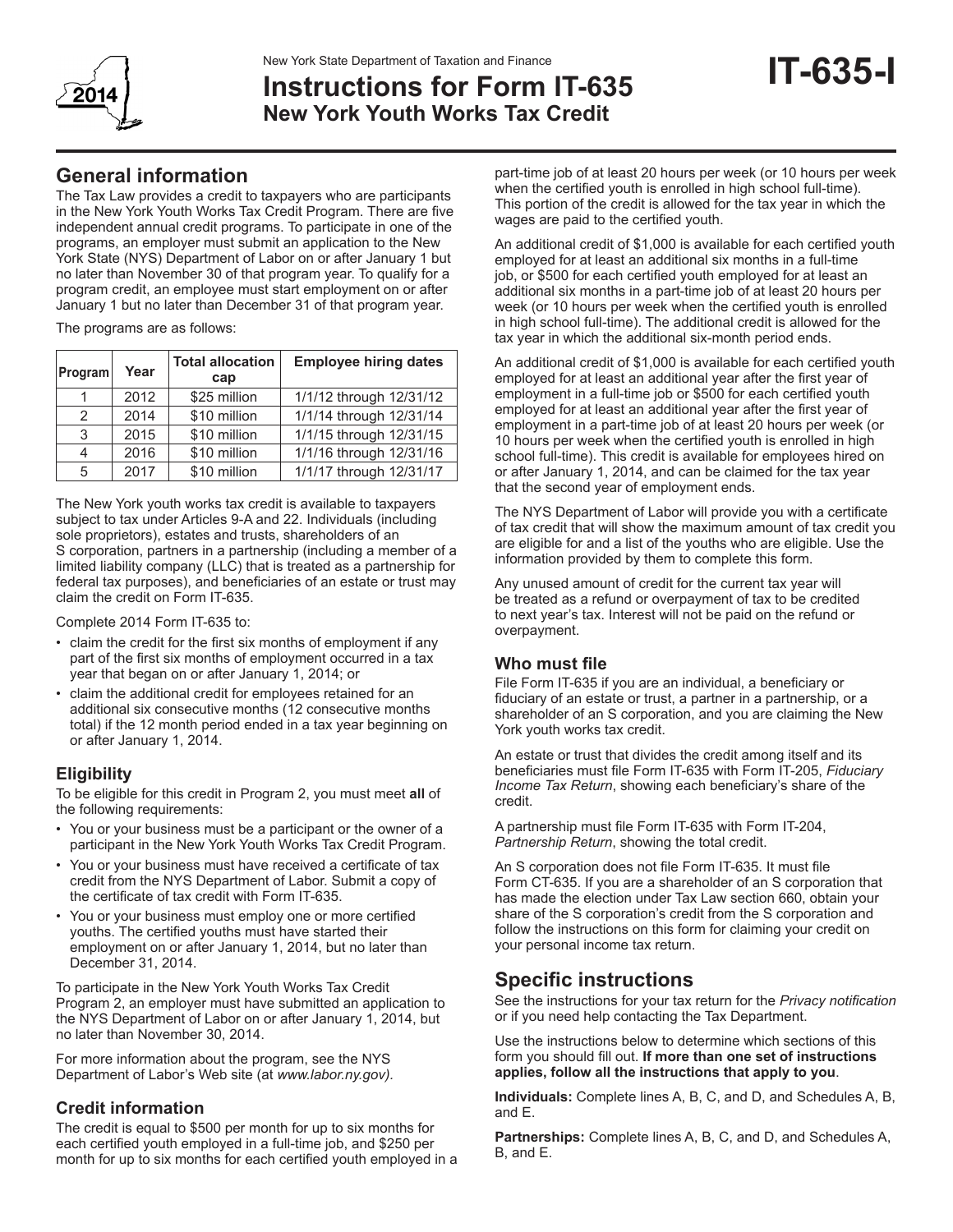New York State Department of Taxation and Finance

# Instructions for Form IT-635
## New York Youth Works Tax Credit

**IT-635-I**

## General information

The Tax Law provides a credit to taxpayers who are participants in the New York Youth Works Tax Credit Program. There are five independent annual credit programs. To participate in one of the programs, an employer must submit an application to the New York State (NYS) Department of Labor on or after January 1 but no later than November 30 of that program year. To qualify for a program credit, an employee must start employment on or after January 1 but no later than December 31 of that program year.

The programs are as follows:

| Program | Year | Total allocation cap | Employee hiring dates |
|---|---|---|---|
| 1 | 2012 | $25 million | 1/1/12 through 12/31/12 |
| 2 | 2014 | $10 million | 1/1/14 through 12/31/14 |
| 3 | 2015 | $10 million | 1/1/15 through 12/31/15 |
| 4 | 2016 | $10 million | 1/1/16 through 12/31/16 |
| 5 | 2017 | $10 million | 1/1/17 through 12/31/17 |

The New York youth works tax credit is available to taxpayers subject to tax under Articles 9-A and 22. Individuals (including sole proprietors), estates and trusts, shareholders of an S corporation, partners in a partnership (including a member of a limited liability company (LLC) that is treated as a partnership for federal tax purposes), and beneficiaries of an estate or trust may claim the credit on Form IT-635.

Complete 2014 Form IT-635 to:

- claim the credit for the first six months of employment if any part of the first six months of employment occurred in a tax year that began on or after January 1, 2014; or
- claim the additional credit for employees retained for an additional six consecutive months (12 consecutive months total) if the 12 month period ended in a tax year beginning on or after January 1, 2014.

### Eligibility

To be eligible for this credit in Program 2, you must meet **all** of the following requirements:

- You or your business must be a participant or the owner of a participant in the New York Youth Works Tax Credit Program.
- You or your business must have received a certificate of tax credit from the NYS Department of Labor. Submit a copy of the certificate of tax credit with Form IT-635.
- You or your business must employ one or more certified youths. The certified youths must have started their employment on or after January 1, 2014, but no later than December 31, 2014.

To participate in the New York Youth Works Tax Credit Program 2, an employer must have submitted an application to the NYS Department of Labor on or after January 1, 2014, but no later than November 30, 2014.

For more information about the program, see the NYS Department of Labor's Web site (at *www.labor.ny.gov).*

### Credit information

The credit is equal to $500 per month for up to six months for each certified youth employed in a full-time job, and $250 per month for up to six months for each certified youth employed in a part-time job of at least 20 hours per week (or 10 hours per week when the certified youth is enrolled in high school full-time). This portion of the credit is allowed for the tax year in which the wages are paid to the certified youth.

An additional credit of $1,000 is available for each certified youth employed for at least an additional six months in a full-time job, or $500 for each certified youth employed for at least an additional six months in a part-time job of at least 20 hours per week (or 10 hours per week when the certified youth is enrolled in high school full-time). The additional credit is allowed for the tax year in which the additional six-month period ends.

An additional credit of $1,000 is available for each certified youth employed for at least an additional year after the first year of employment in a full-time job or $500 for each certified youth employed for at least an additional year after the first year of employment in a part-time job of at least 20 hours per week (or 10 hours per week when the certified youth is enrolled in high school full-time). This credit is available for employees hired on or after January 1, 2014, and can be claimed for the tax year that the second year of employment ends.

The NYS Department of Labor will provide you with a certificate of tax credit that will show the maximum amount of tax credit you are eligible for and a list of the youths who are eligible. Use the information provided by them to complete this form.

Any unused amount of credit for the current tax year will be treated as a refund or overpayment of tax to be credited to next year's tax. Interest will not be paid on the refund or overpayment.

### Who must file

File Form IT-635 if you are an individual, a beneficiary or fiduciary of an estate or trust, a partner in a partnership, or a shareholder of an S corporation, and you are claiming the New York youth works tax credit.

An estate or trust that divides the credit among itself and its beneficiaries must file Form IT-635 with Form IT-205, *Fiduciary Income Tax Return*, showing each beneficiary's share of the credit.

A partnership must file Form IT-635 with Form IT-204, *Partnership Return*, showing the total credit.

An S corporation does not file Form IT-635. It must file Form CT-635. If you are a shareholder of an S corporation that has made the election under Tax Law section 660, obtain your share of the S corporation's credit from the S corporation and follow the instructions on this form for claiming your credit on your personal income tax return.

## Specific instructions

See the instructions for your tax return for the *Privacy notification* or if you need help contacting the Tax Department.

Use the instructions below to determine which sections of this form you should fill out. **If more than one set of instructions applies, follow all the instructions that apply to you**.

**Individuals:** Complete lines A, B, C, and D, and Schedules A, B, and E.

**Partnerships:** Complete lines A, B, C, and D, and Schedules A, B, and E.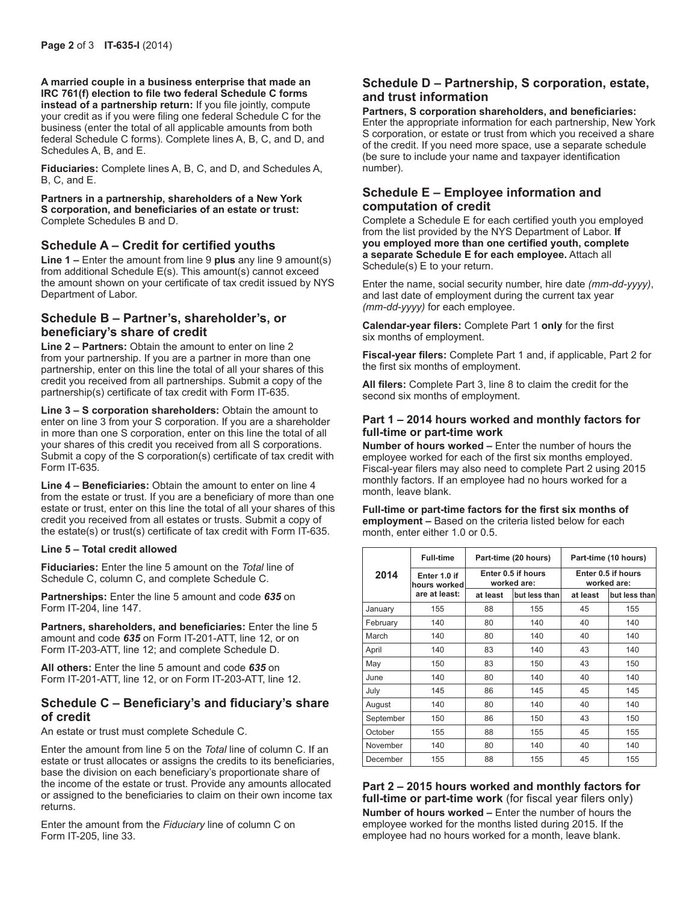**A married couple in a business enterprise that made an IRC 761(f) election to file two federal Schedule C forms instead of a partnership return:** If you file jointly, compute your credit as if you were filing one federal Schedule C for the business (enter the total of all applicable amounts from both federal Schedule C forms). Complete lines A, B, C, and D, and Schedules A, B, and E.

**Fiduciaries:** Complete lines A, B, C, and D, and Schedules A, B, C, and E.

**Partners in a partnership, shareholders of a New York S corporation, and beneficiaries of an estate or trust:** Complete Schedules B and D.

## Schedule A – Credit for certified youths

**Line 1 –** Enter the amount from line 9 **plus** any line 9 amount(s) from additional Schedule E(s). This amount(s) cannot exceed the amount shown on your certificate of tax credit issued by NYS Department of Labor.

## Schedule B – Partner's, shareholder's, or beneficiary's share of credit

**Line 2 – Partners:** Obtain the amount to enter on line 2 from your partnership. If you are a partner in more than one partnership, enter on this line the total of all your shares of this credit you received from all partnerships. Submit a copy of the partnership(s) certificate of tax credit with Form IT-635.

**Line 3 – S corporation shareholders:** Obtain the amount to enter on line 3 from your S corporation. If you are a shareholder in more than one S corporation, enter on this line the total of all your shares of this credit you received from all S corporations. Submit a copy of the S corporation(s) certificate of tax credit with Form IT-635.

**Line 4 – Beneficiaries:** Obtain the amount to enter on line 4 from the estate or trust. If you are a beneficiary of more than one estate or trust, enter on this line the total of all your shares of this credit you received from all estates or trusts. Submit a copy of the estate(s) or trust(s) certificate of tax credit with Form IT-635.

**Line 5 – Total credit allowed**

**Fiduciaries:** Enter the line 5 amount on the *Total* line of Schedule C, column C, and complete Schedule C.

**Partnerships:** Enter the line 5 amount and code ***635*** on Form IT-204, line 147.

**Partners, shareholders, and beneficiaries:** Enter the line 5 amount and code ***635*** on Form IT-201-ATT, line 12, or on Form IT-203-ATT, line 12; and complete Schedule D.

**All others:** Enter the line 5 amount and code ***635*** on Form IT-201-ATT, line 12, or on Form IT-203-ATT, line 12.

## Schedule C – Beneficiary's and fiduciary's share of credit

An estate or trust must complete Schedule C.

Enter the amount from line 5 on the *Total* line of column C. If an estate or trust allocates or assigns the credits to its beneficiaries, base the division on each beneficiary's proportionate share of the income of the estate or trust. Provide any amounts allocated or assigned to the beneficiaries to claim on their own income tax returns.

Enter the amount from the *Fiduciary* line of column C on Form IT-205, line 33.

## Schedule D – Partnership, S corporation, estate, and trust information

**Partners, S corporation shareholders, and beneficiaries:** Enter the appropriate information for each partnership, New York S corporation, or estate or trust from which you received a share of the credit. If you need more space, use a separate schedule (be sure to include your name and taxpayer identification number).

## Schedule E – Employee information and computation of credit

Complete a Schedule E for each certified youth you employed from the list provided by the NYS Department of Labor. **If you employed more than one certified youth, complete a separate Schedule E for each employee.** Attach all Schedule(s) E to your return.

Enter the name, social security number, hire date *(mm-dd-yyyy)*, and last date of employment during the current tax year *(mm-dd-yyyy)* for each employee.

**Calendar-year filers:** Complete Part 1 **only** for the first six months of employment.

**Fiscal-year filers:** Complete Part 1 and, if applicable, Part 2 for the first six months of employment.

**All filers:** Complete Part 3, line 8 to claim the credit for the second six months of employment.

### Part 1 – 2014 hours worked and monthly factors for full-time or part-time work

**Number of hours worked –** Enter the number of hours the employee worked for each of the first six months employed. Fiscal-year filers may also need to complete Part 2 using 2015 monthly factors. If an employee had no hours worked for a month, leave blank.

**Full-time or part-time factors for the first six months of employment –** Based on the criteria listed below for each month, enter either 1.0 or 0.5.

| 2014 | Full-time | Part-time (20 hours) | | Part-time (10 hours) | |
|---|---|---|---|---|---|
| | Enter 1.0 if hours worked are at least: | Enter 0.5 if hours worked are: | | Enter 0.5 if hours worked are: | |
| | | at least | but less than | at least | but less than |
| January | 155 | 88 | 155 | 45 | 155 |
| February | 140 | 80 | 140 | 40 | 140 |
| March | 140 | 80 | 140 | 40 | 140 |
| April | 140 | 83 | 140 | 43 | 140 |
| May | 150 | 83 | 150 | 43 | 150 |
| June | 140 | 80 | 140 | 40 | 140 |
| July | 145 | 86 | 145 | 45 | 145 |
| August | 140 | 80 | 140 | 40 | 140 |
| September | 150 | 86 | 150 | 43 | 150 |
| October | 155 | 88 | 155 | 45 | 155 |
| November | 140 | 80 | 140 | 40 | 140 |
| December | 155 | 88 | 155 | 45 | 155 |

### Part 2 – 2015 hours worked and monthly factors for full-time or part-time work (for fiscal year filers only)

**Number of hours worked –** Enter the number of hours the employee worked for the months listed during 2015. If the employee had no hours worked for a month, leave blank.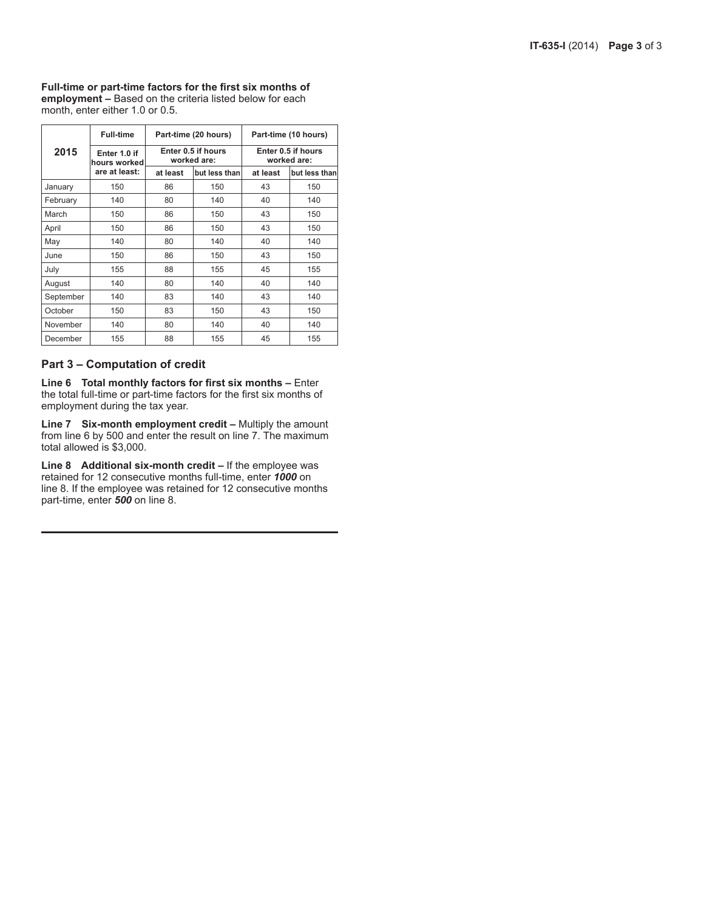**Full-time or part-time factors for the first six months of employment –** Based on the criteria listed below for each month, enter either 1.0 or 0.5.

| 2015 | Full-time | Part-time (20 hours) | | Part-time (10 hours) | |
|---|---|---|---|---|---|
| | Enter 1.0 if hours worked are at least: | Enter 0.5 if hours worked are: | | Enter 0.5 if hours worked are: | |
| | | at least | but less than | at least | but less than |
| January | 150 | 86 | 150 | 43 | 150 |
| February | 140 | 80 | 140 | 40 | 140 |
| March | 150 | 86 | 150 | 43 | 150 |
| April | 150 | 86 | 150 | 43 | 150 |
| May | 140 | 80 | 140 | 40 | 140 |
| June | 150 | 86 | 150 | 43 | 150 |
| July | 155 | 88 | 155 | 45 | 155 |
| August | 140 | 80 | 140 | 40 | 140 |
| September | 140 | 83 | 140 | 43 | 140 |
| October | 150 | 83 | 150 | 43 | 150 |
| November | 140 | 80 | 140 | 40 | 140 |
| December | 155 | 88 | 155 | 45 | 155 |

## Part 3 – Computation of credit

**Line 6 Total monthly factors for first six months –** Enter the total full-time or part-time factors for the first six months of employment during the tax year.

**Line 7 Six-month employment credit –** Multiply the amount from line 6 by 500 and enter the result on line 7. The maximum total allowed is $3,000.

**Line 8 Additional six-month credit –** If the employee was retained for 12 consecutive months full-time, enter ***1000*** on line 8. If the employee was retained for 12 consecutive months part-time, enter ***500*** on line 8.